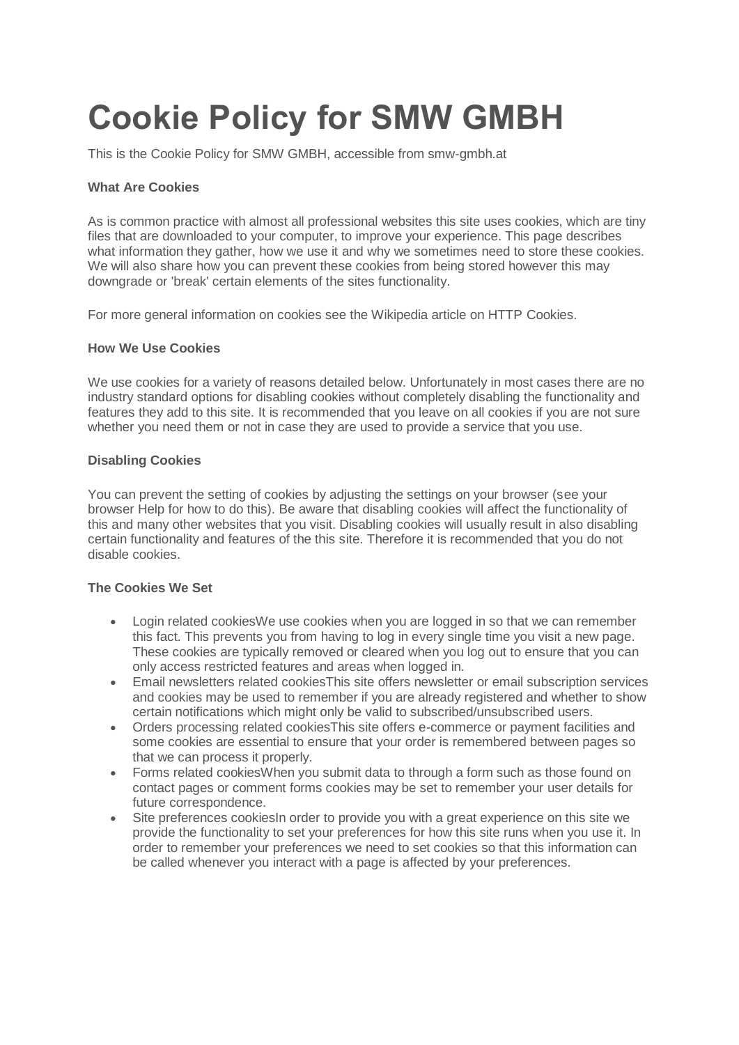# Cookie Policy for SMW GMBH

This is the Cookie Policy for SMW GMBH, accessible from smw-gmbh.at

**What Are Cookies**

As is common practice with almost all professional websites this site uses cookies, which are tiny files that are downloaded to your computer, to improve your experience. This page describes what information they gather, how we use it and why we sometimes need to store these cookies. We will also share how you can prevent these cookies from being stored however this may downgrade or 'break' certain elements of the sites functionality.

For more general information on cookies see the Wikipedia article on HTTP Cookies.

**How We Use Cookies**

We use cookies for a variety of reasons detailed below. Unfortunately in most cases there are no industry standard options for disabling cookies without completely disabling the functionality and features they add to this site. It is recommended that you leave on all cookies if you are not sure whether you need them or not in case they are used to provide a service that you use.

**Disabling Cookies**

You can prevent the setting of cookies by adjusting the settings on your browser (see your browser Help for how to do this). Be aware that disabling cookies will affect the functionality of this and many other websites that you visit. Disabling cookies will usually result in also disabling certain functionality and features of the this site. Therefore it is recommended that you do not disable cookies.

**The Cookies We Set**

- Login related cookiesWe use cookies when you are logged in so that we can remember this fact. This prevents you from having to log in every single time you visit a new page. These cookies are typically removed or cleared when you log out to ensure that you can only access restricted features and areas when logged in.
- Email newsletters related cookiesThis site offers newsletter or email subscription services and cookies may be used to remember if you are already registered and whether to show certain notifications which might only be valid to subscribed/unsubscribed users.
- Orders processing related cookiesThis site offers e-commerce or payment facilities and some cookies are essential to ensure that your order is remembered between pages so that we can process it properly.
- Forms related cookiesWhen you submit data to through a form such as those found on contact pages or comment forms cookies may be set to remember your user details for future correspondence.
- Site preferences cookiesIn order to provide you with a great experience on this site we provide the functionality to set your preferences for how this site runs when you use it. In order to remember your preferences we need to set cookies so that this information can be called whenever you interact with a page is affected by your preferences.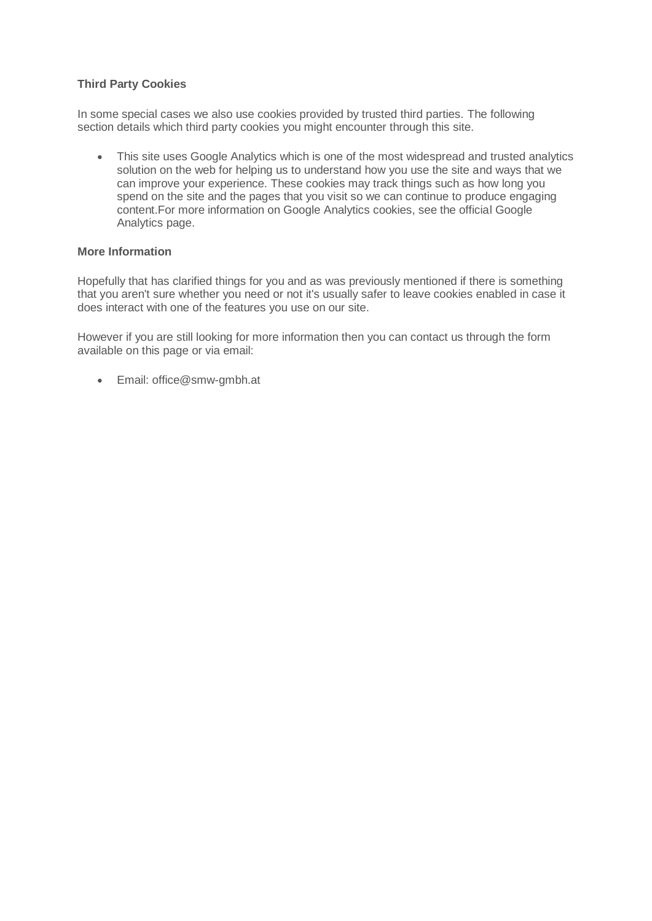**Third Party Cookies**

In some special cases we also use cookies provided by trusted third parties. The following section details which third party cookies you might encounter through this site.

- This site uses Google Analytics which is one of the most widespread and trusted analytics solution on the web for helping us to understand how you use the site and ways that we can improve your experience. These cookies may track things such as how long you spend on the site and the pages that you visit so we can continue to produce engaging content.For more information on Google Analytics cookies, see the official Google Analytics page.

**More Information**

Hopefully that has clarified things for you and as was previously mentioned if there is something that you aren't sure whether you need or not it's usually safer to leave cookies enabled in case it does interact with one of the features you use on our site.

However if you are still looking for more information then you can contact us through the form available on this page or via email:

- Email: office@smw-gmbh.at